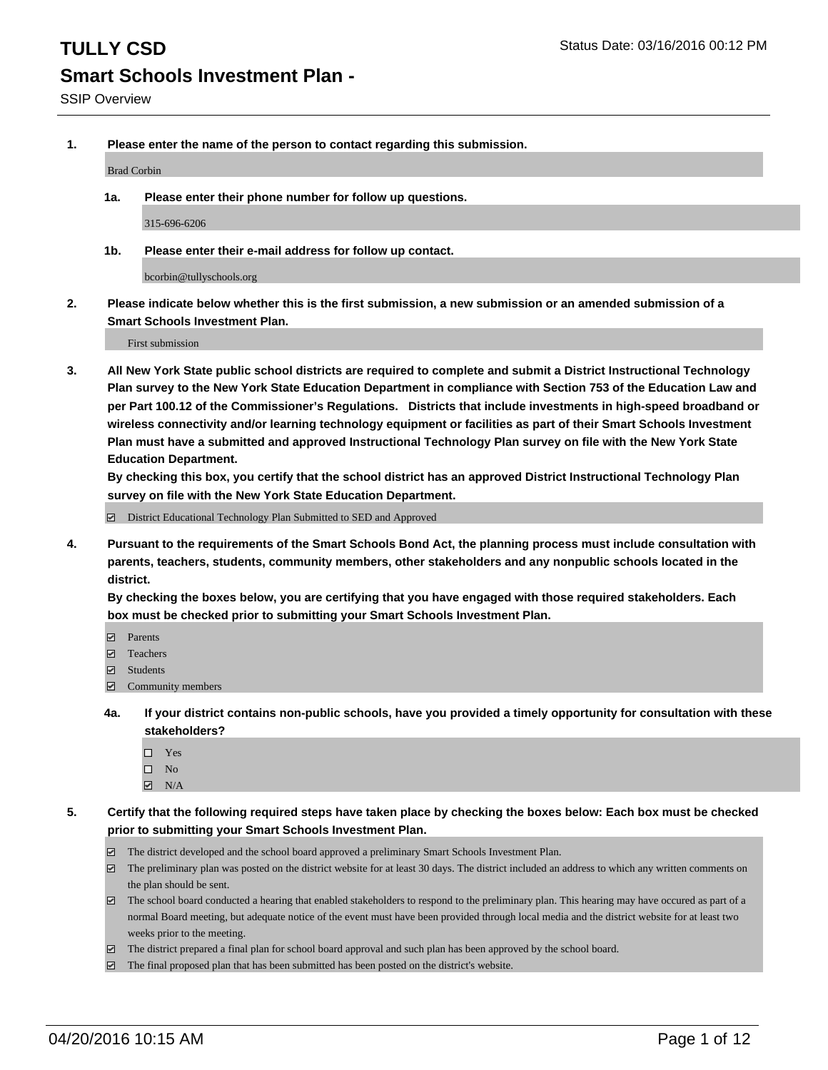# TULLY CSD

Status Date: 03/16/2016 00:12 PM

## Smart Schools Investment Plan -

SSIP Overview

**1. Please enter the name of the person to contact regarding this submission.**

Brad Corbin

**1a. Please enter their phone number for follow up questions.**

315-696-6206

**1b. Please enter their e-mail address for follow up contact.**

bcorbin@tullyschools.org

**2. Please indicate below whether this is the first submission, a new submission or an amended submission of a Smart Schools Investment Plan.**

First submission

**3. All New York State public school districts are required to complete and submit a District Instructional Technology Plan survey to the New York State Education Department in compliance with Section 753 of the Education Law and per Part 100.12 of the Commissioner's Regulations. Districts that include investments in high-speed broadband or wireless connectivity and/or learning technology equipment or facilities as part of their Smart Schools Investment Plan must have a submitted and approved Instructional Technology Plan survey on file with the New York State Education Department.**
**By checking this box, you certify that the school district has an approved District Instructional Technology Plan survey on file with the New York State Education Department.**

- [x] District Educational Technology Plan Submitted to SED and Approved

**4. Pursuant to the requirements of the Smart Schools Bond Act, the planning process must include consultation with parents, teachers, students, community members, other stakeholders and any nonpublic schools located in the district.**
**By checking the boxes below, you are certifying that you have engaged with those required stakeholders. Each box must be checked prior to submitting your Smart Schools Investment Plan.**

- [x] Parents
- [x] Teachers
- [x] Students
- [x] Community members

**4a. If your district contains non-public schools, have you provided a timely opportunity for consultation with these stakeholders?**

- [ ] Yes
- [ ] No
- [x] N/A

**5. Certify that the following required steps have taken place by checking the boxes below: Each box must be checked prior to submitting your Smart Schools Investment Plan.**

- [x] The district developed and the school board approved a preliminary Smart Schools Investment Plan.
- [x] The preliminary plan was posted on the district website for at least 30 days. The district included an address to which any written comments on the plan should be sent.
- [x] The school board conducted a hearing that enabled stakeholders to respond to the preliminary plan. This hearing may have occured as part of a normal Board meeting, but adequate notice of the event must have been provided through local media and the district website for at least two weeks prior to the meeting.
- [x] The district prepared a final plan for school board approval and such plan has been approved by the school board.
- [x] The final proposed plan that has been submitted has been posted on the district's website.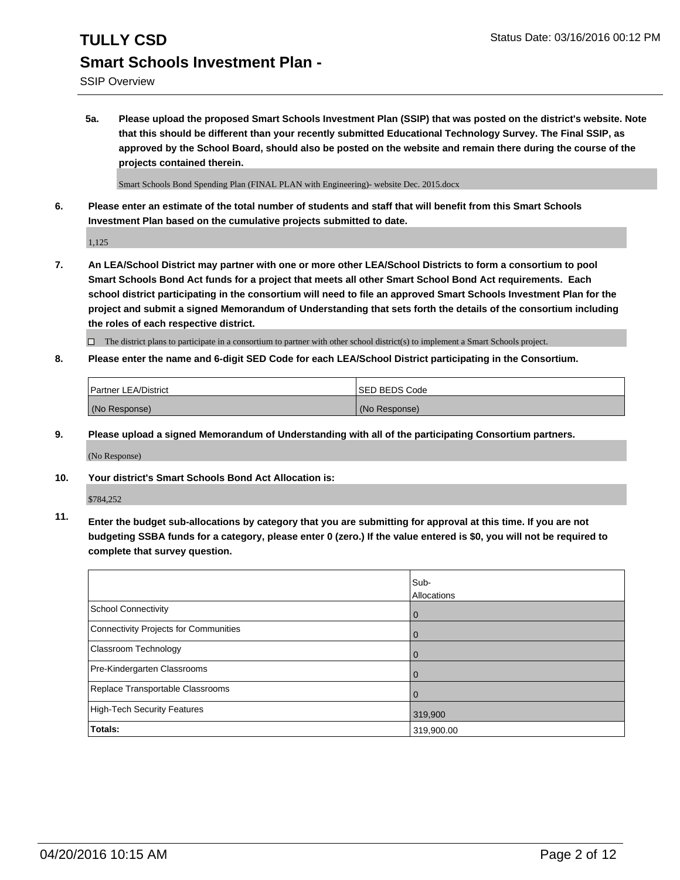# TULLY CSD

## Smart Schools Investment Plan -

SSIP Overview

**5a. Please upload the proposed Smart Schools Investment Plan (SSIP) that was posted on the district's website. Note that this should be different than your recently submitted Educational Technology Survey. The Final SSIP, as approved by the School Board, should also be posted on the website and remain there during the course of the projects contained therein.**

Smart Schools Bond Spending Plan (FINAL PLAN with Engineering)- website Dec. 2015.docx

**6. Please enter an estimate of the total number of students and staff that will benefit from this Smart Schools Investment Plan based on the cumulative projects submitted to date.**

1,125

**7. An LEA/School District may partner with one or more other LEA/School Districts to form a consortium to pool Smart Schools Bond Act funds for a project that meets all other Smart School Bond Act requirements. Each school district participating in the consortium will need to file an approved Smart Schools Investment Plan for the project and submit a signed Memorandum of Understanding that sets forth the details of the consortium including the roles of each respective district.**

☐ The district plans to participate in a consortium to partner with other school district(s) to implement a Smart Schools project.

**8. Please enter the name and 6-digit SED Code for each LEA/School District participating in the Consortium.**

| Partner LEA/District | SED BEDS Code |
|---|---|
| (No Response) | (No Response) |

**9. Please upload a signed Memorandum of Understanding with all of the participating Consortium partners.**

(No Response)

**10. Your district's Smart Schools Bond Act Allocation is:**

$784,252

**11. Enter the budget sub-allocations by category that you are submitting for approval at this time. If you are not budgeting SSBA funds for a category, please enter 0 (zero.) If the value entered is $0, you will not be required to complete that survey question.**

| | Sub-Allocations |
|---|---|
| School Connectivity | 0 |
| Connectivity Projects for Communities | 0 |
| Classroom Technology | 0 |
| Pre-Kindergarten Classrooms | 0 |
| Replace Transportable Classrooms | 0 |
| High-Tech Security Features | 319,900 |
| **Totals:** | 319,900.00 |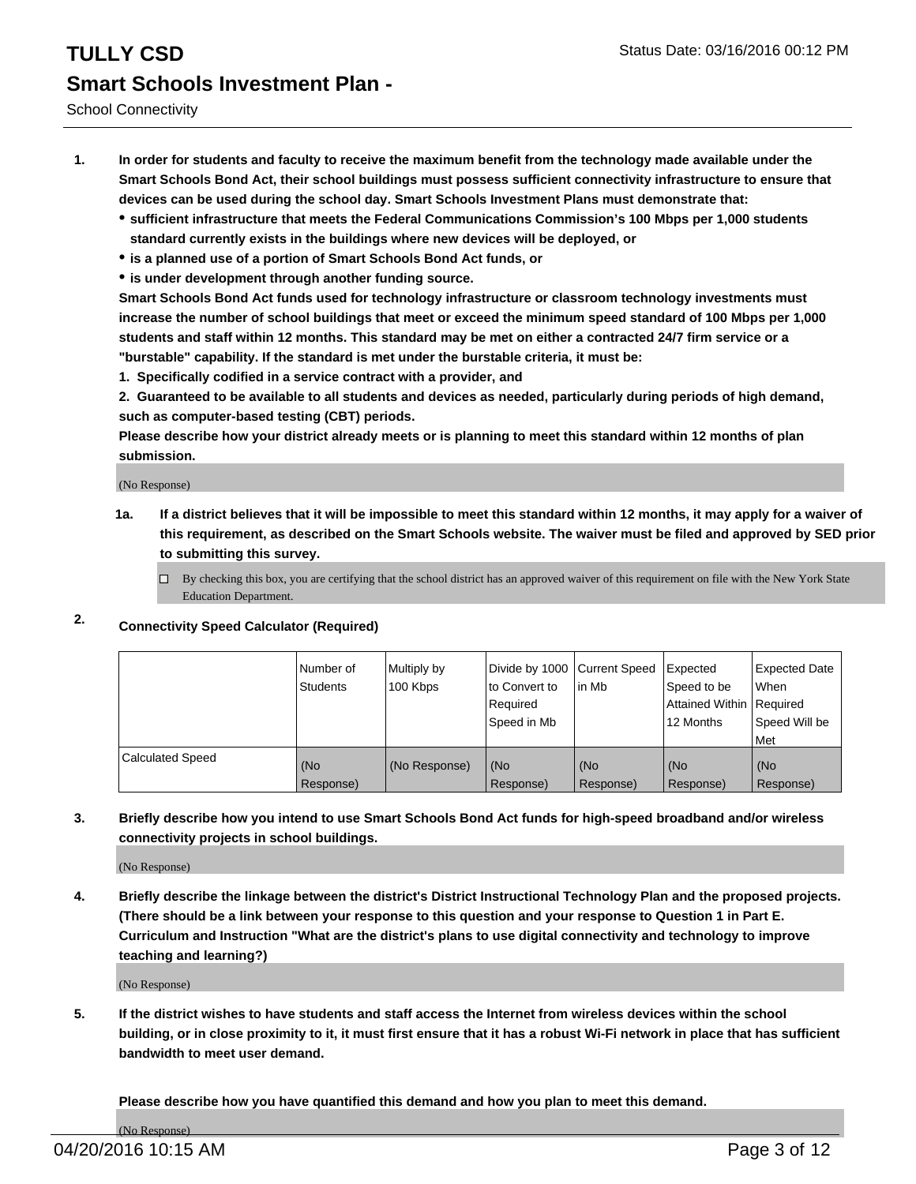# TULLY CSD

Status Date: 03/16/2016 00:12 PM

## Smart Schools Investment Plan -

School Connectivity

1. **In order for students and faculty to receive the maximum benefit from the technology made available under the Smart Schools Bond Act, their school buildings must possess sufficient connectivity infrastructure to ensure that devices can be used during the school day. Smart Schools Investment Plans must demonstrate that:**
   - **sufficient infrastructure that meets the Federal Communications Commission's 100 Mbps per 1,000 students standard currently exists in the buildings where new devices will be deployed, or**
   - **is a planned use of a portion of Smart Schools Bond Act funds, or**
   - **is under development through another funding source.**

   **Smart Schools Bond Act funds used for technology infrastructure or classroom technology investments must increase the number of school buildings that meet or exceed the minimum speed standard of 100 Mbps per 1,000 students and staff within 12 months. This standard may be met on either a contracted 24/7 firm service or a "burstable" capability. If the standard is met under the burstable criteria, it must be:**

   **1. Specifically codified in a service contract with a provider, and**

   **2. Guaranteed to be available to all students and devices as needed, particularly during periods of high demand, such as computer-based testing (CBT) periods.**

   **Please describe how your district already meets or is planning to meet this standard within 12 months of plan submission.**

   (No Response)

   **1a. If a district believes that it will be impossible to meet this standard within 12 months, it may apply for a waiver of this requirement, as described on the Smart Schools website. The waiver must be filed and approved by SED prior to submitting this survey.**

   ☐ By checking this box, you are certifying that the school district has an approved waiver of this requirement on file with the New York State Education Department.

2. **Connectivity Speed Calculator (Required)**

| | Number of Students | Multiply by 100 Kbps | Divide by 1000 to Convert to Required Speed in Mb | Current Speed in Mb | Expected Speed to be Attained Within 12 Months | Expected Date When Required Speed Will be Met |
|---|---|---|---|---|---|---|
| Calculated Speed | (No Response) | (No Response) | (No Response) | (No Response) | (No Response) | (No Response) |

3. **Briefly describe how you intend to use Smart Schools Bond Act funds for high-speed broadband and/or wireless connectivity projects in school buildings.**

   (No Response)

4. **Briefly describe the linkage between the district's District Instructional Technology Plan and the proposed projects. (There should be a link between your response to this question and your response to Question 1 in Part E. Curriculum and Instruction "What are the district's plans to use digital connectivity and technology to improve teaching and learning?)**

   (No Response)

5. **If the district wishes to have students and staff access the Internet from wireless devices within the school building, or in close proximity to it, it must first ensure that it has a robust Wi-Fi network in place that has sufficient bandwidth to meet user demand.**

   **Please describe how you have quantified this demand and how you plan to meet this demand.**

   (No Response)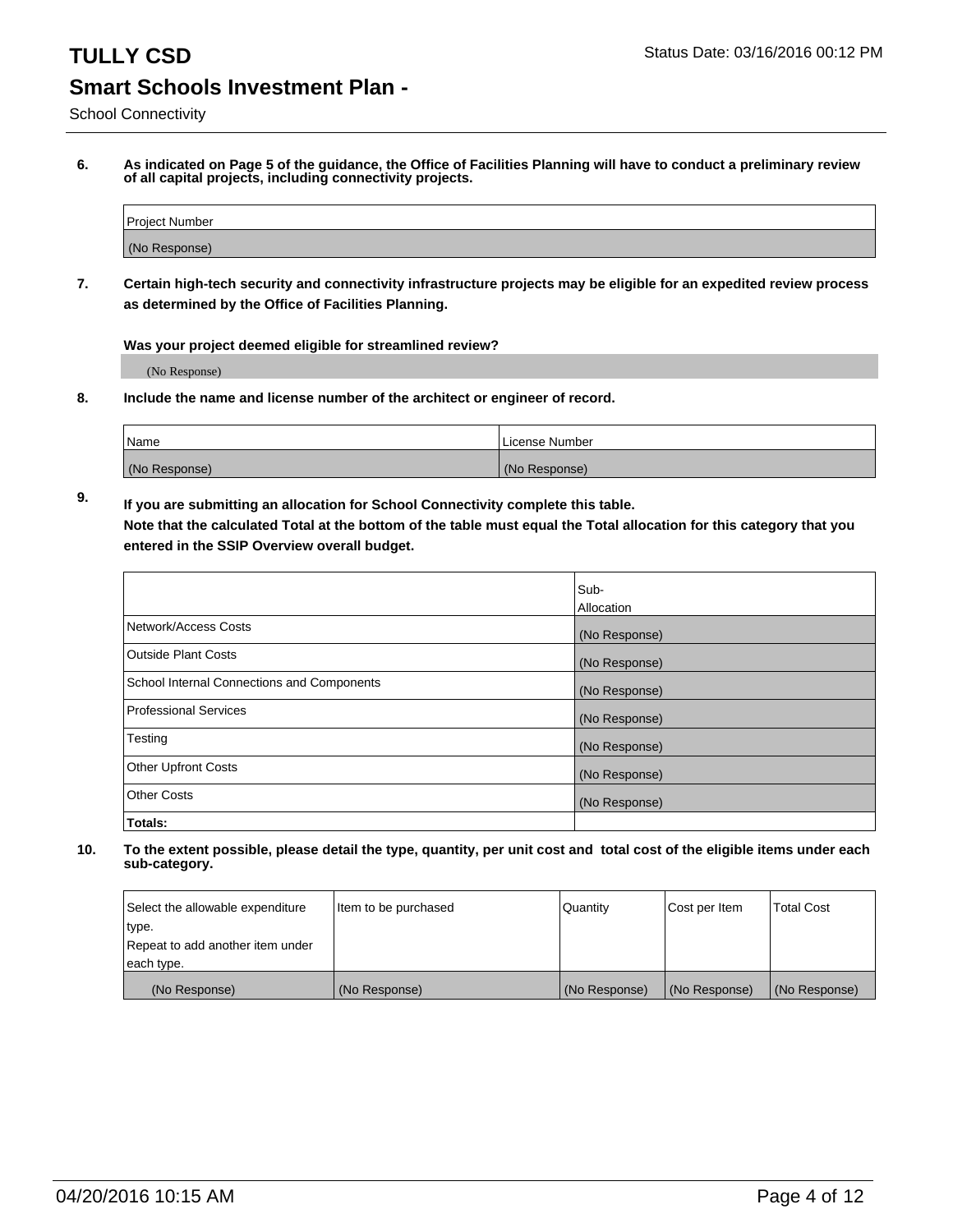# TULLY CSD

Status Date: 03/16/2016 00:12 PM

## Smart Schools Investment Plan -

School Connectivity

**6. As indicated on Page 5 of the guidance, the Office of Facilities Planning will have to conduct a preliminary review of all capital projects, including connectivity projects.**

| Project Number |
|---|
| (No Response) |

**7. Certain high-tech security and connectivity infrastructure projects may be eligible for an expedited review process as determined by the Office of Facilities Planning.**

**Was your project deemed eligible for streamlined review?**

(No Response)

**8. Include the name and license number of the architect or engineer of record.**

| Name | License Number |
|---|---|
| (No Response) | (No Response) |

**9. If you are submitting an allocation for School Connectivity complete this table. Note that the calculated Total at the bottom of the table must equal the Total allocation for this category that you entered in the SSIP Overview overall budget.**

| | Sub-Allocation |
|---|---|
| Network/Access Costs | (No Response) |
| Outside Plant Costs | (No Response) |
| School Internal Connections and Components | (No Response) |
| Professional Services | (No Response) |
| Testing | (No Response) |
| Other Upfront Costs | (No Response) |
| Other Costs | (No Response) |
| **Totals:** | |

**10. To the extent possible, please detail the type, quantity, per unit cost and total cost of the eligible items under each sub-category.**

| Select the allowable expenditure type. Repeat to add another item under each type. | Item to be purchased | Quantity | Cost per Item | Total Cost |
|---|---|---|---|---|
| (No Response) | (No Response) | (No Response) | (No Response) | (No Response) |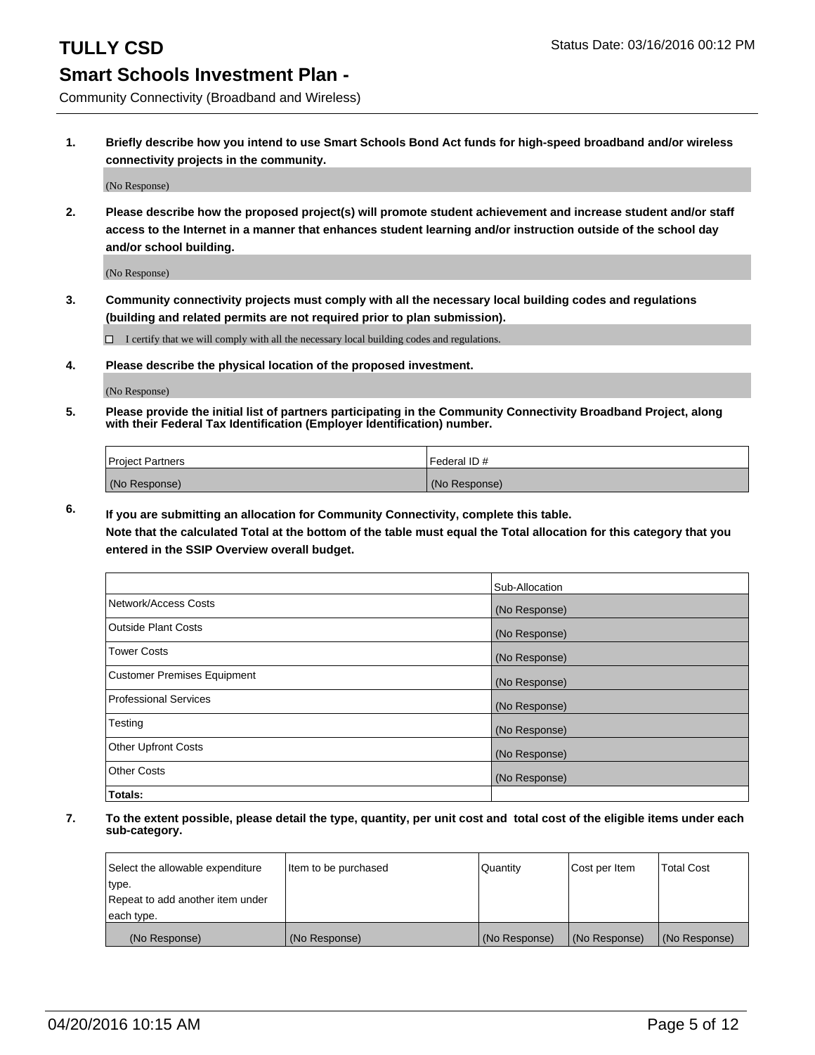# TULLY CSD

Status Date: 03/16/2016 00:12 PM

## Smart Schools Investment Plan -

Community Connectivity (Broadband and Wireless)

**1. Briefly describe how you intend to use Smart Schools Bond Act funds for high-speed broadband and/or wireless connectivity projects in the community.**

(No Response)

**2. Please describe how the proposed project(s) will promote student achievement and increase student and/or staff access to the Internet in a manner that enhances student learning and/or instruction outside of the school day and/or school building.**

(No Response)

**3. Community connectivity projects must comply with all the necessary local building codes and regulations (building and related permits are not required prior to plan submission).**

☐ I certify that we will comply with all the necessary local building codes and regulations.

**4. Please describe the physical location of the proposed investment.**

(No Response)

**5. Please provide the initial list of partners participating in the Community Connectivity Broadband Project, along with their Federal Tax Identification (Employer Identification) number.**

| Project Partners | Federal ID # |
|---|---|
| (No Response) | (No Response) |

**6. If you are submitting an allocation for Community Connectivity, complete this table.**
**Note that the calculated Total at the bottom of the table must equal the Total allocation for this category that you entered in the SSIP Overview overall budget.**

| | Sub-Allocation |
|---|---|
| Network/Access Costs | (No Response) |
| Outside Plant Costs | (No Response) |
| Tower Costs | (No Response) |
| Customer Premises Equipment | (No Response) |
| Professional Services | (No Response) |
| Testing | (No Response) |
| Other Upfront Costs | (No Response) |
| Other Costs | (No Response) |
| **Totals:** | |

**7. To the extent possible, please detail the type, quantity, per unit cost and total cost of the eligible items under each sub-category.**

| Select the allowable expenditure type. Repeat to add another item under each type. | Item to be purchased | Quantity | Cost per Item | Total Cost |
|---|---|---|---|---|
| (No Response) | (No Response) | (No Response) | (No Response) | (No Response) |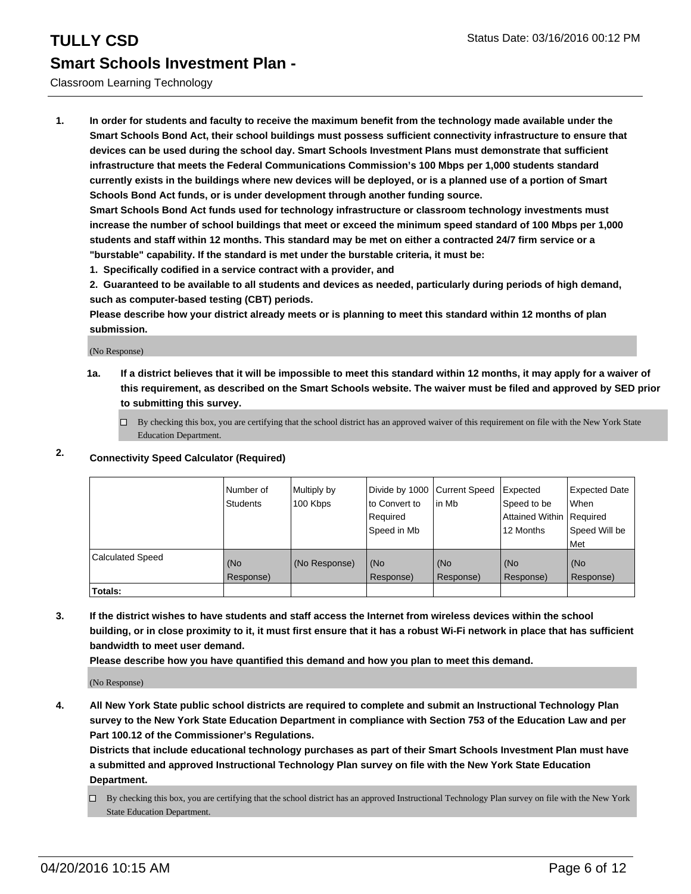# TULLY CSD

Status Date: 03/16/2016 00:12 PM

## Smart Schools Investment Plan -

Classroom Learning Technology

1. **In order for students and faculty to receive the maximum benefit from the technology made available under the Smart Schools Bond Act, their school buildings must possess sufficient connectivity infrastructure to ensure that devices can be used during the school day. Smart Schools Investment Plans must demonstrate that sufficient infrastructure that meets the Federal Communications Commission's 100 Mbps per 1,000 students standard currently exists in the buildings where new devices will be deployed, or is a planned use of a portion of Smart Schools Bond Act funds, or is under development through another funding source.**
   **Smart Schools Bond Act funds used for technology infrastructure or classroom technology investments must increase the number of school buildings that meet or exceed the minimum speed standard of 100 Mbps per 1,000 students and staff within 12 months. This standard may be met on either a contracted 24/7 firm service or a "burstable" capability. If the standard is met under the burstable criteria, it must be:**
   **1. Specifically codified in a service contract with a provider, and**
   **2. Guaranteed to be available to all students and devices as needed, particularly during periods of high demand, such as computer-based testing (CBT) periods.**
   **Please describe how your district already meets or is planning to meet this standard within 12 months of plan submission.**

   (No Response)

   **1a. If a district believes that it will be impossible to meet this standard within 12 months, it may apply for a waiver of this requirement, as described on the Smart Schools website. The waiver must be filed and approved by SED prior to submitting this survey.**

   ☐ By checking this box, you are certifying that the school district has an approved waiver of this requirement on file with the New York State Education Department.

2. **Connectivity Speed Calculator (Required)**

| | Number of Students | Multiply by 100 Kbps | Divide by 1000 to Convert to Required Speed in Mb | Current Speed in Mb | Expected Speed to be Attained Within 12 Months | Expected Date When Required Speed Will be Met |
|---|---|---|---|---|---|---|
| Calculated Speed | (No Response) | (No Response) | (No Response) | (No Response) | (No Response) | (No Response) |
| **Totals:** | | | | | | |

3. **If the district wishes to have students and staff access the Internet from wireless devices within the school building, or in close proximity to it, it must first ensure that it has a robust Wi-Fi network in place that has sufficient bandwidth to meet user demand.**
   **Please describe how you have quantified this demand and how you plan to meet this demand.**

   (No Response)

4. **All New York State public school districts are required to complete and submit an Instructional Technology Plan survey to the New York State Education Department in compliance with Section 753 of the Education Law and per Part 100.12 of the Commissioner's Regulations.**
   **Districts that include educational technology purchases as part of their Smart Schools Investment Plan must have a submitted and approved Instructional Technology Plan survey on file with the New York State Education Department.**

   ☐ By checking this box, you are certifying that the school district has an approved Instructional Technology Plan survey on file with the New York State Education Department.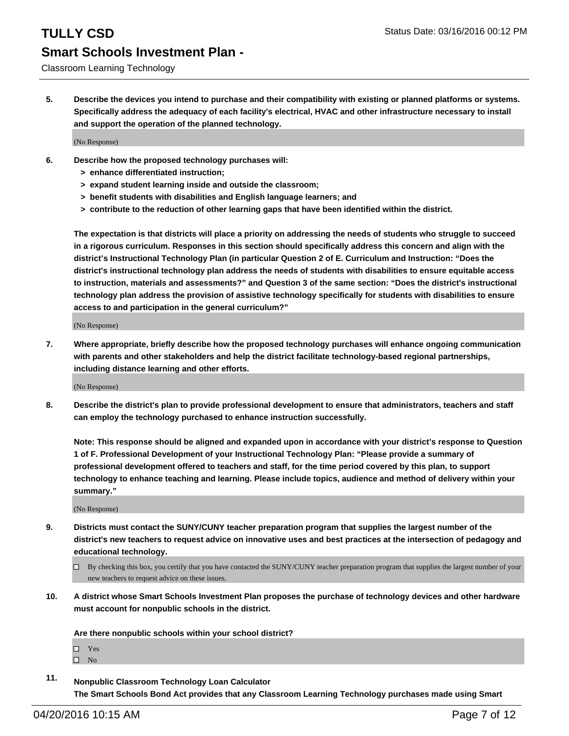**5. Describe the devices you intend to purchase and their compatibility with existing or planned platforms or systems. Specifically address the adequacy of each facility's electrical, HVAC and other infrastructure necessary to install and support the operation of the planned technology.**

(No Response)

**6. Describe how the proposed technology purchases will:**

- **> enhance differentiated instruction;**
- **> expand student learning inside and outside the classroom;**
- **> benefit students with disabilities and English language learners; and**
- **> contribute to the reduction of other learning gaps that have been identified within the district.**

**The expectation is that districts will place a priority on addressing the needs of students who struggle to succeed in a rigorous curriculum. Responses in this section should specifically address this concern and align with the district's Instructional Technology Plan (in particular Question 2 of E. Curriculum and Instruction: "Does the district's instructional technology plan address the needs of students with disabilities to ensure equitable access to instruction, materials and assessments?" and Question 3 of the same section: "Does the district's instructional technology plan address the provision of assistive technology specifically for students with disabilities to ensure access to and participation in the general curriculum?"**

(No Response)

**7. Where appropriate, briefly describe how the proposed technology purchases will enhance ongoing communication with parents and other stakeholders and help the district facilitate technology-based regional partnerships, including distance learning and other efforts.**

(No Response)

**8. Describe the district's plan to provide professional development to ensure that administrators, teachers and staff can employ the technology purchased to enhance instruction successfully.**

**Note: This response should be aligned and expanded upon in accordance with your district's response to Question 1 of F. Professional Development of your Instructional Technology Plan: "Please provide a summary of professional development offered to teachers and staff, for the time period covered by this plan, to support technology to enhance teaching and learning. Please include topics, audience and method of delivery within your summary."**

(No Response)

**9. Districts must contact the SUNY/CUNY teacher preparation program that supplies the largest number of the district's new teachers to request advice on innovative uses and best practices at the intersection of pedagogy and educational technology.**

☐ By checking this box, you certify that you have contacted the SUNY/CUNY teacher preparation program that supplies the largest number of your new teachers to request advice on these issues.

**10. A district whose Smart Schools Investment Plan proposes the purchase of technology devices and other hardware must account for nonpublic schools in the district.**

**Are there nonpublic schools within your school district?**

☐ Yes
☐ No

**11. Nonpublic Classroom Technology Loan Calculator**
**The Smart Schools Bond Act provides that any Classroom Learning Technology purchases made using Smart**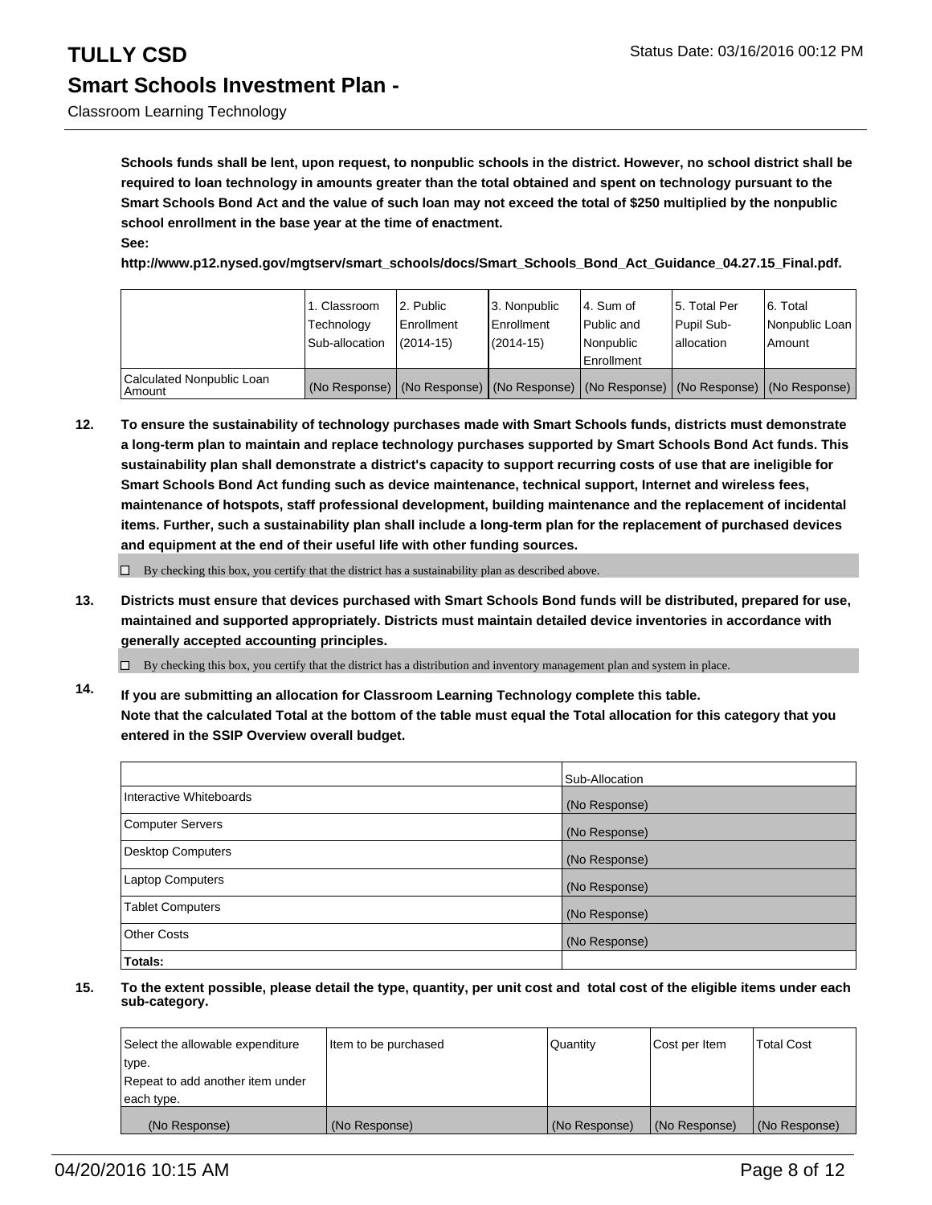**Schools funds shall be lent, upon request, to nonpublic schools in the district. However, no school district shall be required to loan technology in amounts greater than the total obtained and spent on technology pursuant to the Smart Schools Bond Act and the value of such loan may not exceed the total of $250 multiplied by the nonpublic school enrollment in the base year at the time of enactment.**
**See:**
**http://www.p12.nysed.gov/mgtserv/smart_schools/docs/Smart_Schools_Bond_Act_Guidance_04.27.15_Final.pdf.**

| | 1. Classroom Technology Sub-allocation | 2. Public Enrollment (2014-15) | 3. Nonpublic Enrollment (2014-15) | 4. Sum of Public and Nonpublic Enrollment | 5. Total Per Pupil Sub-allocation | 6. Total Nonpublic Loan Amount |
|---|---|---|---|---|---|---|
| Calculated Nonpublic Loan Amount | (No Response) | (No Response) | (No Response) | (No Response) | (No Response) | (No Response) |

**12. To ensure the sustainability of technology purchases made with Smart Schools funds, districts must demonstrate a long-term plan to maintain and replace technology purchases supported by Smart Schools Bond Act funds. This sustainability plan shall demonstrate a district's capacity to support recurring costs of use that are ineligible for Smart Schools Bond Act funding such as device maintenance, technical support, Internet and wireless fees, maintenance of hotspots, staff professional development, building maintenance and the replacement of incidental items. Further, such a sustainability plan shall include a long-term plan for the replacement of purchased devices and equipment at the end of their useful life with other funding sources.**

☐ By checking this box, you certify that the district has a sustainability plan as described above.

**13. Districts must ensure that devices purchased with Smart Schools Bond funds will be distributed, prepared for use, maintained and supported appropriately. Districts must maintain detailed device inventories in accordance with generally accepted accounting principles.**

☐ By checking this box, you certify that the district has a distribution and inventory management plan and system in place.

**14. If you are submitting an allocation for Classroom Learning Technology complete this table.**
**Note that the calculated Total at the bottom of the table must equal the Total allocation for this category that you entered in the SSIP Overview overall budget.**

| | Sub-Allocation |
|---|---|
| Interactive Whiteboards | (No Response) |
| Computer Servers | (No Response) |
| Desktop Computers | (No Response) |
| Laptop Computers | (No Response) |
| Tablet Computers | (No Response) |
| Other Costs | (No Response) |
| **Totals:** | |

**15. To the extent possible, please detail the type, quantity, per unit cost and total cost of the eligible items under each sub-category.**

| Select the allowable expenditure type. Repeat to add another item under each type. | Item to be purchased | Quantity | Cost per Item | Total Cost |
|---|---|---|---|---|
| (No Response) | (No Response) | (No Response) | (No Response) | (No Response) |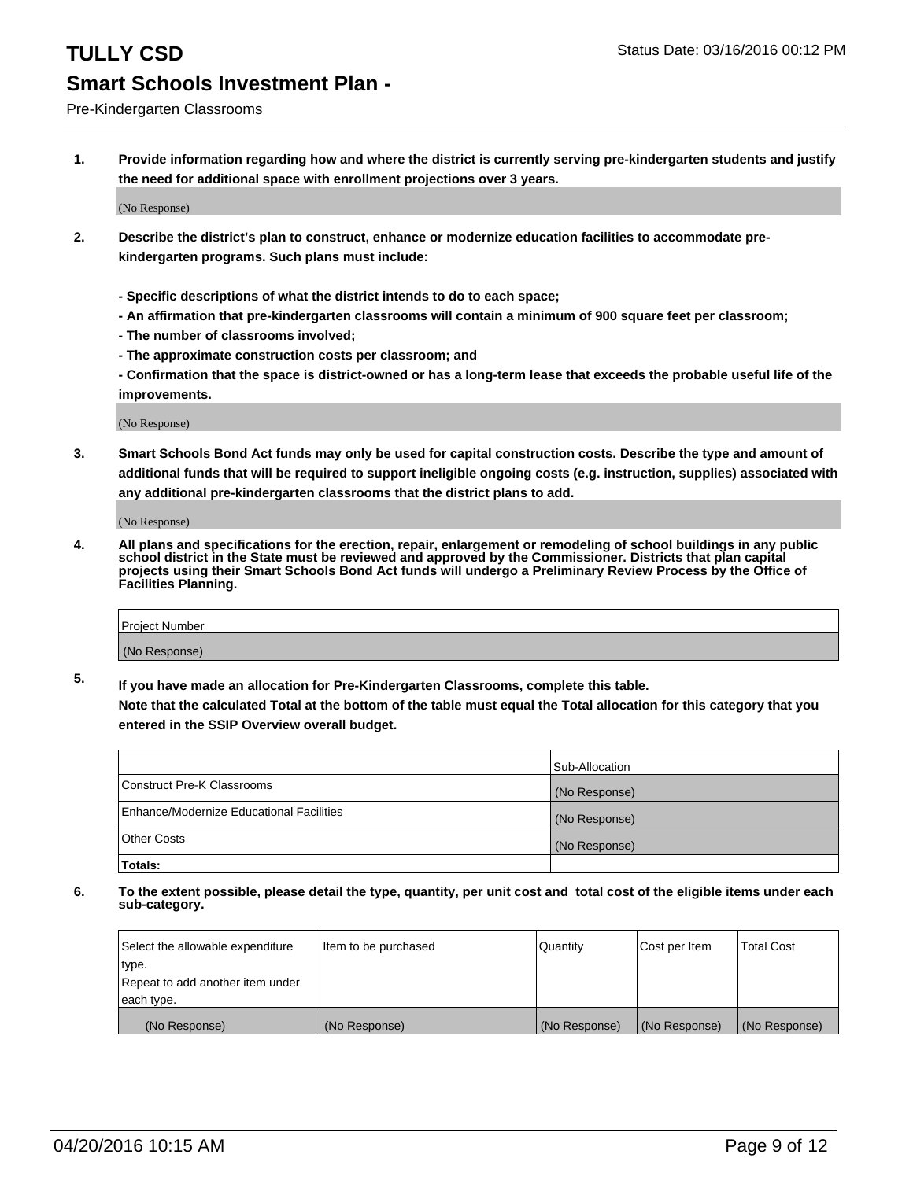# TULLY CSD

Status Date: 03/16/2016 00:12 PM

## Smart Schools Investment Plan -

Pre-Kindergarten Classrooms

**1. Provide information regarding how and where the district is currently serving pre-kindergarten students and justify the need for additional space with enrollment projections over 3 years.**

(No Response)

**2. Describe the district's plan to construct, enhance or modernize education facilities to accommodate pre-kindergarten programs. Such plans must include:**

**- Specific descriptions of what the district intends to do to each space;**
**- An affirmation that pre-kindergarten classrooms will contain a minimum of 900 square feet per classroom;**
**- The number of classrooms involved;**
**- The approximate construction costs per classroom; and**
**- Confirmation that the space is district-owned or has a long-term lease that exceeds the probable useful life of the improvements.**

(No Response)

**3. Smart Schools Bond Act funds may only be used for capital construction costs. Describe the type and amount of additional funds that will be required to support ineligible ongoing costs (e.g. instruction, supplies) associated with any additional pre-kindergarten classrooms that the district plans to add.**

(No Response)

**4. All plans and specifications for the erection, repair, enlargement or remodeling of school buildings in any public school district in the State must be reviewed and approved by the Commissioner. Districts that plan capital projects using their Smart Schools Bond Act funds will undergo a Preliminary Review Process by the Office of Facilities Planning.**

| Project Number |
| --- |
| (No Response) |

**5. If you have made an allocation for Pre-Kindergarten Classrooms, complete this table.**
**Note that the calculated Total at the bottom of the table must equal the Total allocation for this category that you entered in the SSIP Overview overall budget.**

| | Sub-Allocation |
| --- | --- |
| Construct Pre-K Classrooms | (No Response) |
| Enhance/Modernize Educational Facilities | (No Response) |
| Other Costs | (No Response) |
| **Totals:** | |

**6. To the extent possible, please detail the type, quantity, per unit cost and total cost of the eligible items under each sub-category.**

| Select the allowable expenditure type. Repeat to add another item under each type. | Item to be purchased | Quantity | Cost per Item | Total Cost |
| --- | --- | --- | --- | --- |
| (No Response) | (No Response) | (No Response) | (No Response) | (No Response) |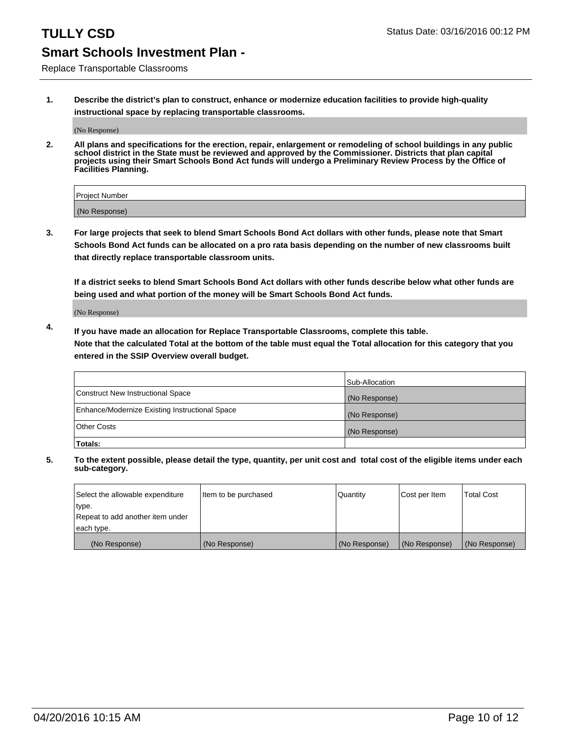# TULLY CSD

Status Date: 03/16/2016 00:12 PM

## Smart Schools Investment Plan -

Replace Transportable Classrooms

**1. Describe the district's plan to construct, enhance or modernize education facilities to provide high-quality instructional space by replacing transportable classrooms.**

(No Response)

**2. All plans and specifications for the erection, repair, enlargement or remodeling of school buildings in any public school district in the State must be reviewed and approved by the Commissioner. Districts that plan capital projects using their Smart Schools Bond Act funds will undergo a Preliminary Review Process by the Office of Facilities Planning.**

| Project Number |
|---|
| (No Response) |

**3. For large projects that seek to blend Smart Schools Bond Act dollars with other funds, please note that Smart Schools Bond Act funds can be allocated on a pro rata basis depending on the number of new classrooms built that directly replace transportable classroom units.**

**If a district seeks to blend Smart Schools Bond Act dollars with other funds describe below what other funds are being used and what portion of the money will be Smart Schools Bond Act funds.**

(No Response)

**4. If you have made an allocation for Replace Transportable Classrooms, complete this table. Note that the calculated Total at the bottom of the table must equal the Total allocation for this category that you entered in the SSIP Overview overall budget.**

| | Sub-Allocation |
|---|---|
| Construct New Instructional Space | (No Response) |
| Enhance/Modernize Existing Instructional Space | (No Response) |
| Other Costs | (No Response) |
| **Totals:** | |

**5. To the extent possible, please detail the type, quantity, per unit cost and total cost of the eligible items under each sub-category.**

| Select the allowable expenditure type. Repeat to add another item under each type. | Item to be purchased | Quantity | Cost per Item | Total Cost |
|---|---|---|---|---|
| (No Response) | (No Response) | (No Response) | (No Response) | (No Response) |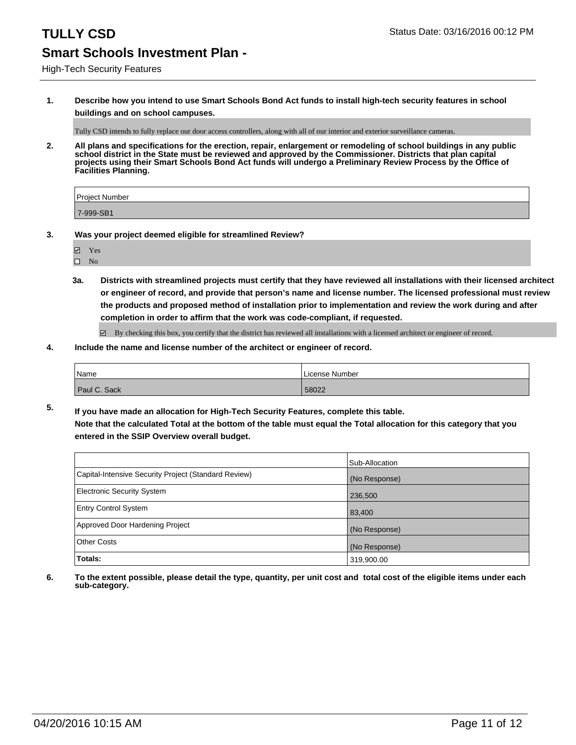# TULLY CSD

Status Date: 03/16/2016 00:12 PM

## Smart Schools Investment Plan -

High-Tech Security Features

**1. Describe how you intend to use Smart Schools Bond Act funds to install high-tech security features in school buildings and on school campuses.**

Tully CSD intends to fully replace our door access controllers, along with all of our interior and exterior surveillance cameras.

**2. All plans and specifications for the erection, repair, enlargement or remodeling of school buildings in any public school district in the State must be reviewed and approved by the Commissioner. Districts that plan capital projects using their Smart Schools Bond Act funds will undergo a Preliminary Review Process by the Office of Facilities Planning.**

| Project Number |
|---|
| 7-999-SB1 |

**3. Was your project deemed eligible for streamlined Review?**

☑ Yes
☐ No

**3a. Districts with streamlined projects must certify that they have reviewed all installations with their licensed architect or engineer of record, and provide that person's name and license number. The licensed professional must review the products and proposed method of installation prior to implementation and review the work during and after completion in order to affirm that the work was code-compliant, if requested.**

☑ By checking this box, you certify that the district has reviewed all installations with a licensed architect or engineer of record.

**4. Include the name and license number of the architect or engineer of record.**

| Name | License Number |
|---|---|
| Paul C. Sack | 58022 |

**5. If you have made an allocation for High-Tech Security Features, complete this table.**
**Note that the calculated Total at the bottom of the table must equal the Total allocation for this category that you entered in the SSIP Overview overall budget.**

| | Sub-Allocation |
|---|---|
| Capital-Intensive Security Project (Standard Review) | (No Response) |
| Electronic Security System | 236,500 |
| Entry Control System | 83,400 |
| Approved Door Hardening Project | (No Response) |
| Other Costs | (No Response) |
| **Totals:** | 319,900.00 |

**6. To the extent possible, please detail the type, quantity, per unit cost and total cost of the eligible items under each sub-category.**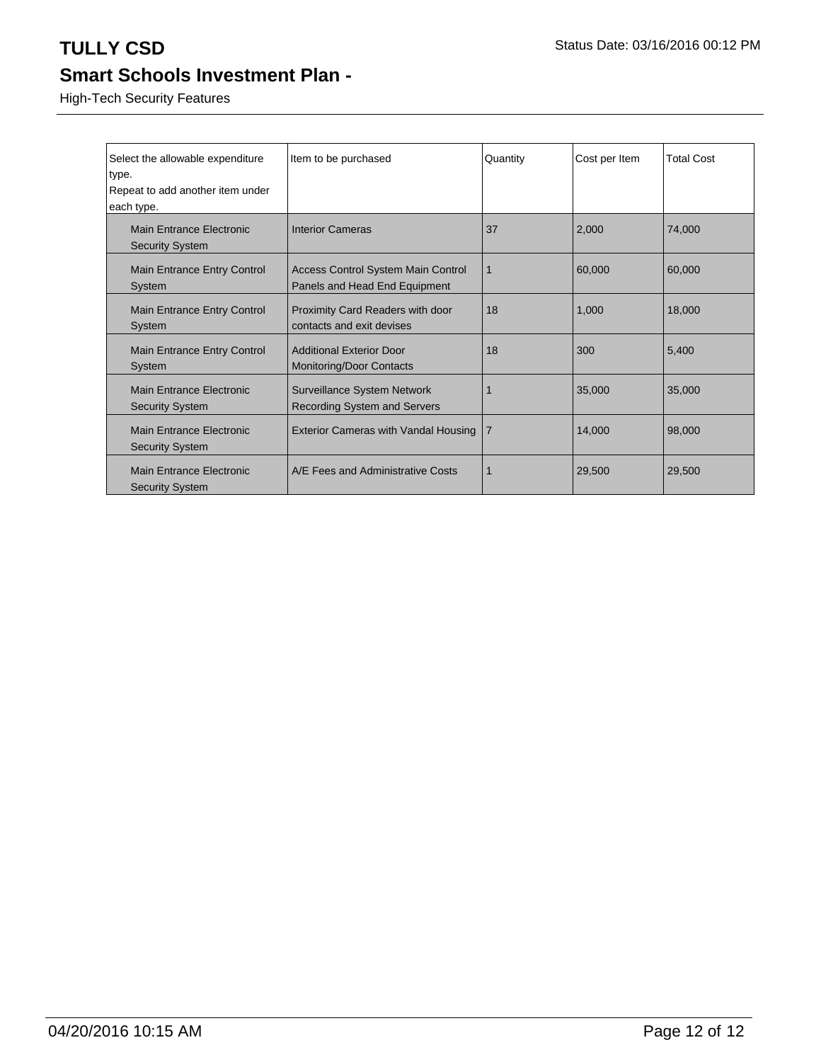# TULLY CSD

Status Date: 03/16/2016 00:12 PM

## Smart Schools Investment Plan -

High-Tech Security Features

| Select the allowable expenditure type.<br>Repeat to add another item under each type. | Item to be purchased | Quantity | Cost per Item | Total Cost |
|---|---|---|---|---|
| Main Entrance Electronic Security System | Interior Cameras | 37 | 2,000 | 74,000 |
| Main Entrance Entry Control System | Access Control System Main Control Panels and Head End Equipment | 1 | 60,000 | 60,000 |
| Main Entrance Entry Control System | Proximity Card Readers with door contacts and exit devises | 18 | 1,000 | 18,000 |
| Main Entrance Entry Control System | Additional Exterior Door Monitoring/Door Contacts | 18 | 300 | 5,400 |
| Main Entrance Electronic Security System | Surveillance System Network Recording System and Servers | 1 | 35,000 | 35,000 |
| Main Entrance Electronic Security System | Exterior Cameras with Vandal Housing | 7 | 14,000 | 98,000 |
| Main Entrance Electronic Security System | A/E Fees and Administrative Costs | 1 | 29,500 | 29,500 |